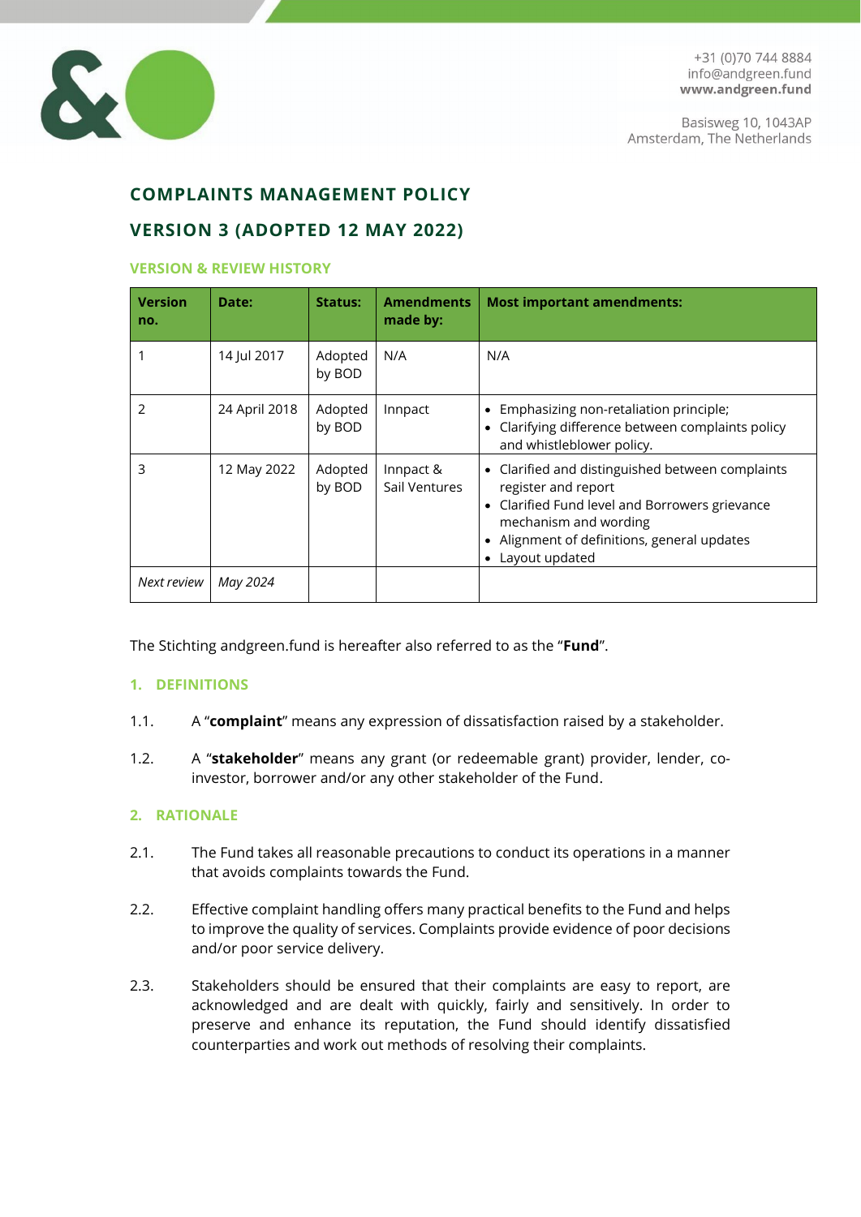+31 (0)70 744 8884
info@andgreen.fund
**www.andgreen.fund**

Basisweg 10, 1043AP
Amsterdam, The Netherlands

# COMPLAINTS MANAGEMENT POLICY

# VERSION 3 (ADOPTED 12 MAY 2022)

## VERSION & REVIEW HISTORY

| Version no. | Date: | Status: | Amendments made by: | Most important amendments: |
|---|---|---|---|---|
| 1 | 14 Jul 2017 | Adopted by BOD | N/A | N/A |
| 2 | 24 April 2018 | Adopted by BOD | Innpact | • Emphasizing non-retaliation principle;<br>• Clarifying difference between complaints policy and whistleblower policy. |
| 3 | 12 May 2022 | Adopted by BOD | Innpact & Sail Ventures | • Clarified and distinguished between complaints register and report<br>• Clarified Fund level and Borrowers grievance mechanism and wording<br>• Alignment of definitions, general updates<br>• Layout updated |
| *Next review* | *May 2024* | | | |

The Stichting andgreen.fund is hereafter also referred to as the "**Fund**".

## 1. DEFINITIONS

1.1. A "**complaint**" means any expression of dissatisfaction raised by a stakeholder.

1.2. A "**stakeholder**" means any grant (or redeemable grant) provider, lender, co-investor, borrower and/or any other stakeholder of the Fund.

## 2. RATIONALE

2.1. The Fund takes all reasonable precautions to conduct its operations in a manner that avoids complaints towards the Fund.

2.2. Effective complaint handling offers many practical benefits to the Fund and helps to improve the quality of services. Complaints provide evidence of poor decisions and/or poor service delivery.

2.3. Stakeholders should be ensured that their complaints are easy to report, are acknowledged and are dealt with quickly, fairly and sensitively. In order to preserve and enhance its reputation, the Fund should identify dissatisfied counterparties and work out methods of resolving their complaints.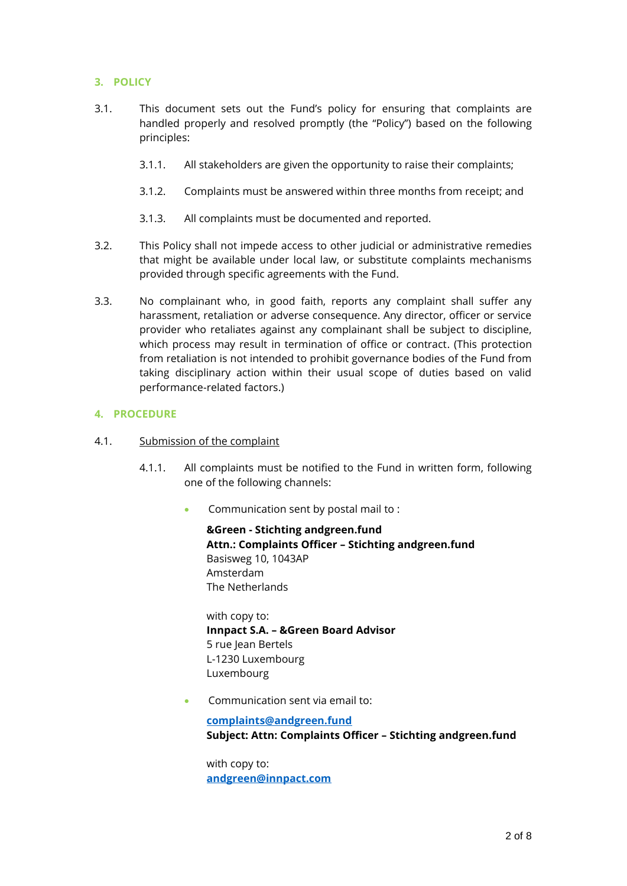## 3. POLICY

3.1. This document sets out the Fund's policy for ensuring that complaints are handled properly and resolved promptly (the "Policy") based on the following principles:

3.1.1. All stakeholders are given the opportunity to raise their complaints;

3.1.2. Complaints must be answered within three months from receipt; and

3.1.3. All complaints must be documented and reported.

3.2. This Policy shall not impede access to other judicial or administrative remedies that might be available under local law, or substitute complaints mechanisms provided through specific agreements with the Fund.

3.3. No complainant who, in good faith, reports any complaint shall suffer any harassment, retaliation or adverse consequence. Any director, officer or service provider who retaliates against any complainant shall be subject to discipline, which process may result in termination of office or contract. (This protection from retaliation is not intended to prohibit governance bodies of the Fund from taking disciplinary action within their usual scope of duties based on valid performance-related factors.)

## 4. PROCEDURE

4.1. Submission of the complaint

4.1.1. All complaints must be notified to the Fund in written form, following one of the following channels:

- Communication sent by postal mail to :

  **&Green - Stichting andgreen.fund**
  **Attn.: Complaints Officer – Stichting andgreen.fund**
  Basisweg 10, 1043AP
  Amsterdam
  The Netherlands

  with copy to:
  **Innpact S.A. – &Green Board Advisor**
  5 rue Jean Bertels
  L-1230 Luxembourg
  Luxembourg

- Communication sent via email to:

  **complaints@andgreen.fund**
  **Subject: Attn: Complaints Officer – Stichting andgreen.fund**

  with copy to:
  **andgreen@innpact.com**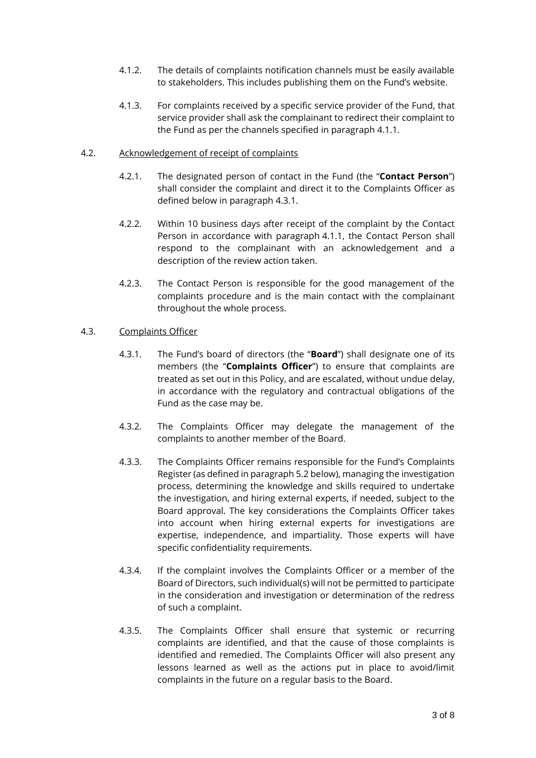4.1.2. The details of complaints notification channels must be easily available to stakeholders. This includes publishing them on the Fund's website.

4.1.3. For complaints received by a specific service provider of the Fund, that service provider shall ask the complainant to redirect their complaint to the Fund as per the channels specified in paragraph 4.1.1.

4.2. <u>Acknowledgement of receipt of complaints</u>

4.2.1. The designated person of contact in the Fund (the "**Contact Person**") shall consider the complaint and direct it to the Complaints Officer as defined below in paragraph 4.3.1.

4.2.2. Within 10 business days after receipt of the complaint by the Contact Person in accordance with paragraph 4.1.1, the Contact Person shall respond to the complainant with an acknowledgement and a description of the review action taken.

4.2.3. The Contact Person is responsible for the good management of the complaints procedure and is the main contact with the complainant throughout the whole process.

4.3. <u>Complaints Officer</u>

4.3.1. The Fund's board of directors (the "**Board**") shall designate one of its members (the "**Complaints Officer**") to ensure that complaints are treated as set out in this Policy, and are escalated, without undue delay, in accordance with the regulatory and contractual obligations of the Fund as the case may be.

4.3.2. The Complaints Officer may delegate the management of the complaints to another member of the Board.

4.3.3. The Complaints Officer remains responsible for the Fund's Complaints Register (as defined in paragraph 5.2 below), managing the investigation process, determining the knowledge and skills required to undertake the investigation, and hiring external experts, if needed, subject to the Board approval. The key considerations the Complaints Officer takes into account when hiring external experts for investigations are expertise, independence, and impartiality. Those experts will have specific confidentiality requirements.

4.3.4. If the complaint involves the Complaints Officer or a member of the Board of Directors, such individual(s) will not be permitted to participate in the consideration and investigation or determination of the redress of such a complaint.

4.3.5. The Complaints Officer shall ensure that systemic or recurring complaints are identified, and that the cause of those complaints is identified and remedied. The Complaints Officer will also present any lessons learned as well as the actions put in place to avoid/limit complaints in the future on a regular basis to the Board.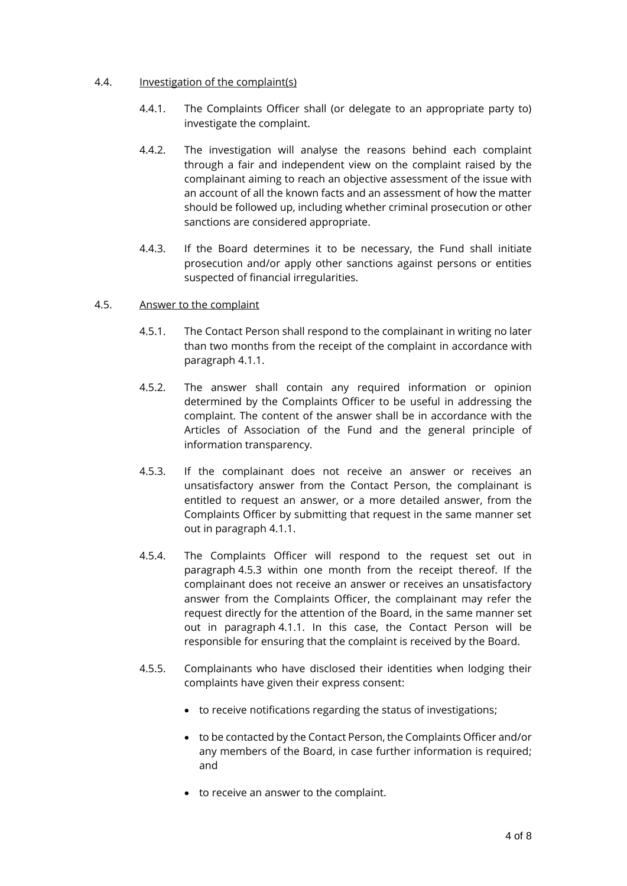4.4. Investigation of the complaint(s)

4.4.1. The Complaints Officer shall (or delegate to an appropriate party to) investigate the complaint.

4.4.2. The investigation will analyse the reasons behind each complaint through a fair and independent view on the complaint raised by the complainant aiming to reach an objective assessment of the issue with an account of all the known facts and an assessment of how the matter should be followed up, including whether criminal prosecution or other sanctions are considered appropriate.

4.4.3. If the Board determines it to be necessary, the Fund shall initiate prosecution and/or apply other sanctions against persons or entities suspected of financial irregularities.

4.5. Answer to the complaint

4.5.1. The Contact Person shall respond to the complainant in writing no later than two months from the receipt of the complaint in accordance with paragraph 4.1.1.

4.5.2. The answer shall contain any required information or opinion determined by the Complaints Officer to be useful in addressing the complaint. The content of the answer shall be in accordance with the Articles of Association of the Fund and the general principle of information transparency.

4.5.3. If the complainant does not receive an answer or receives an unsatisfactory answer from the Contact Person, the complainant is entitled to request an answer, or a more detailed answer, from the Complaints Officer by submitting that request in the same manner set out in paragraph 4.1.1.

4.5.4. The Complaints Officer will respond to the request set out in paragraph 4.5.3 within one month from the receipt thereof. If the complainant does not receive an answer or receives an unsatisfactory answer from the Complaints Officer, the complainant may refer the request directly for the attention of the Board, in the same manner set out in paragraph 4.1.1. In this case, the Contact Person will be responsible for ensuring that the complaint is received by the Board.

4.5.5. Complainants who have disclosed their identities when lodging their complaints have given their express consent:

- to receive notifications regarding the status of investigations;
- to be contacted by the Contact Person, the Complaints Officer and/or any members of the Board, in case further information is required; and
- to receive an answer to the complaint.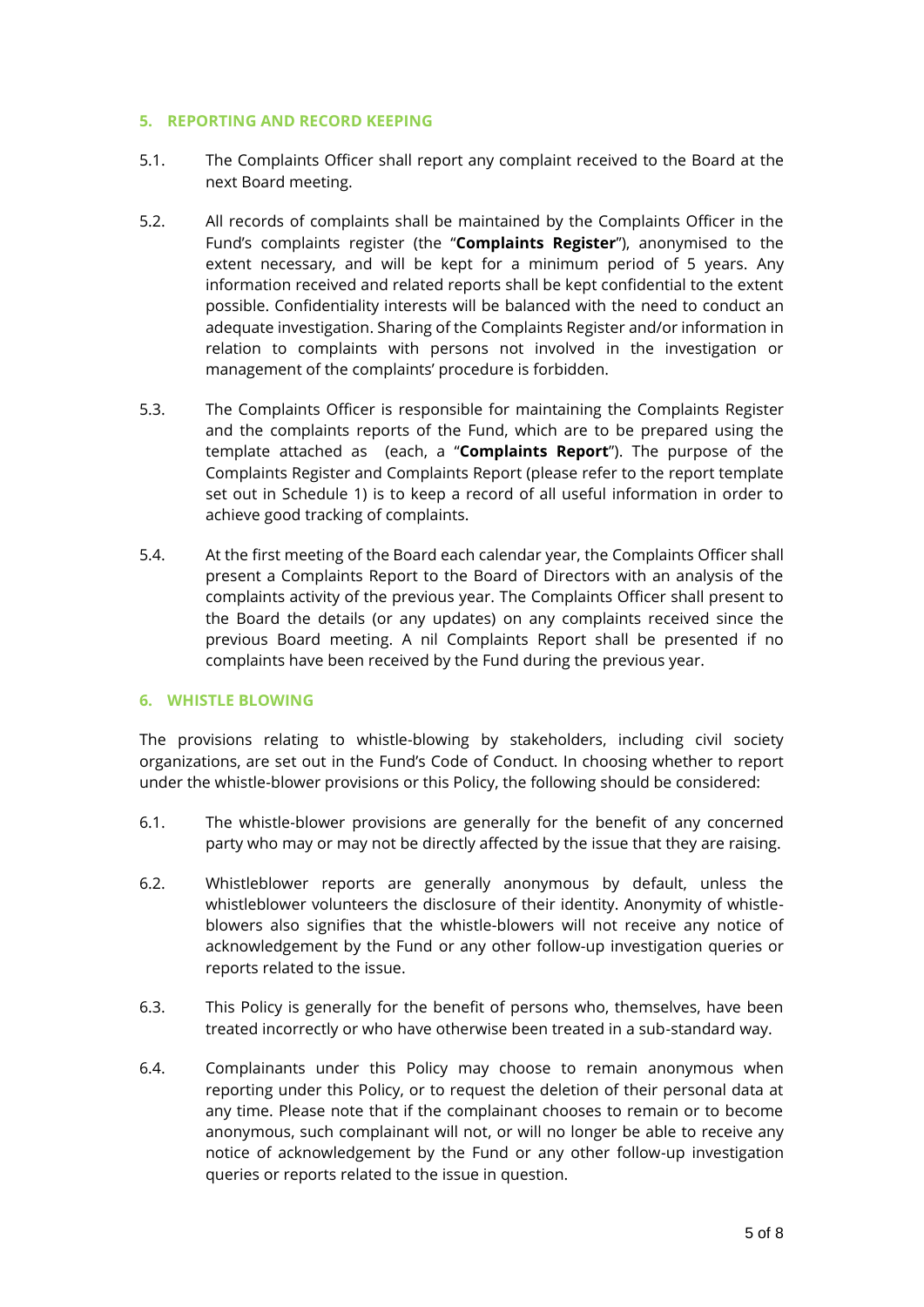## 5. REPORTING AND RECORD KEEPING

5.1. The Complaints Officer shall report any complaint received to the Board at the next Board meeting.

5.2. All records of complaints shall be maintained by the Complaints Officer in the Fund's complaints register (the "**Complaints Register**"), anonymised to the extent necessary, and will be kept for a minimum period of 5 years. Any information received and related reports shall be kept confidential to the extent possible. Confidentiality interests will be balanced with the need to conduct an adequate investigation. Sharing of the Complaints Register and/or information in relation to complaints with persons not involved in the investigation or management of the complaints' procedure is forbidden.

5.3. The Complaints Officer is responsible for maintaining the Complaints Register and the complaints reports of the Fund, which are to be prepared using the template attached as (each, a "**Complaints Report**"). The purpose of the Complaints Register and Complaints Report (please refer to the report template set out in Schedule 1) is to keep a record of all useful information in order to achieve good tracking of complaints.

5.4. At the first meeting of the Board each calendar year, the Complaints Officer shall present a Complaints Report to the Board of Directors with an analysis of the complaints activity of the previous year. The Complaints Officer shall present to the Board the details (or any updates) on any complaints received since the previous Board meeting. A nil Complaints Report shall be presented if no complaints have been received by the Fund during the previous year.

## 6. WHISTLE BLOWING

The provisions relating to whistle-blowing by stakeholders, including civil society organizations, are set out in the Fund's Code of Conduct. In choosing whether to report under the whistle-blower provisions or this Policy, the following should be considered:

6.1. The whistle-blower provisions are generally for the benefit of any concerned party who may or may not be directly affected by the issue that they are raising.

6.2. Whistleblower reports are generally anonymous by default, unless the whistleblower volunteers the disclosure of their identity. Anonymity of whistle-blowers also signifies that the whistle-blowers will not receive any notice of acknowledgement by the Fund or any other follow-up investigation queries or reports related to the issue.

6.3. This Policy is generally for the benefit of persons who, themselves, have been treated incorrectly or who have otherwise been treated in a sub-standard way.

6.4. Complainants under this Policy may choose to remain anonymous when reporting under this Policy, or to request the deletion of their personal data at any time. Please note that if the complainant chooses to remain or to become anonymous, such complainant will not, or will no longer be able to receive any notice of acknowledgement by the Fund or any other follow-up investigation queries or reports related to the issue in question.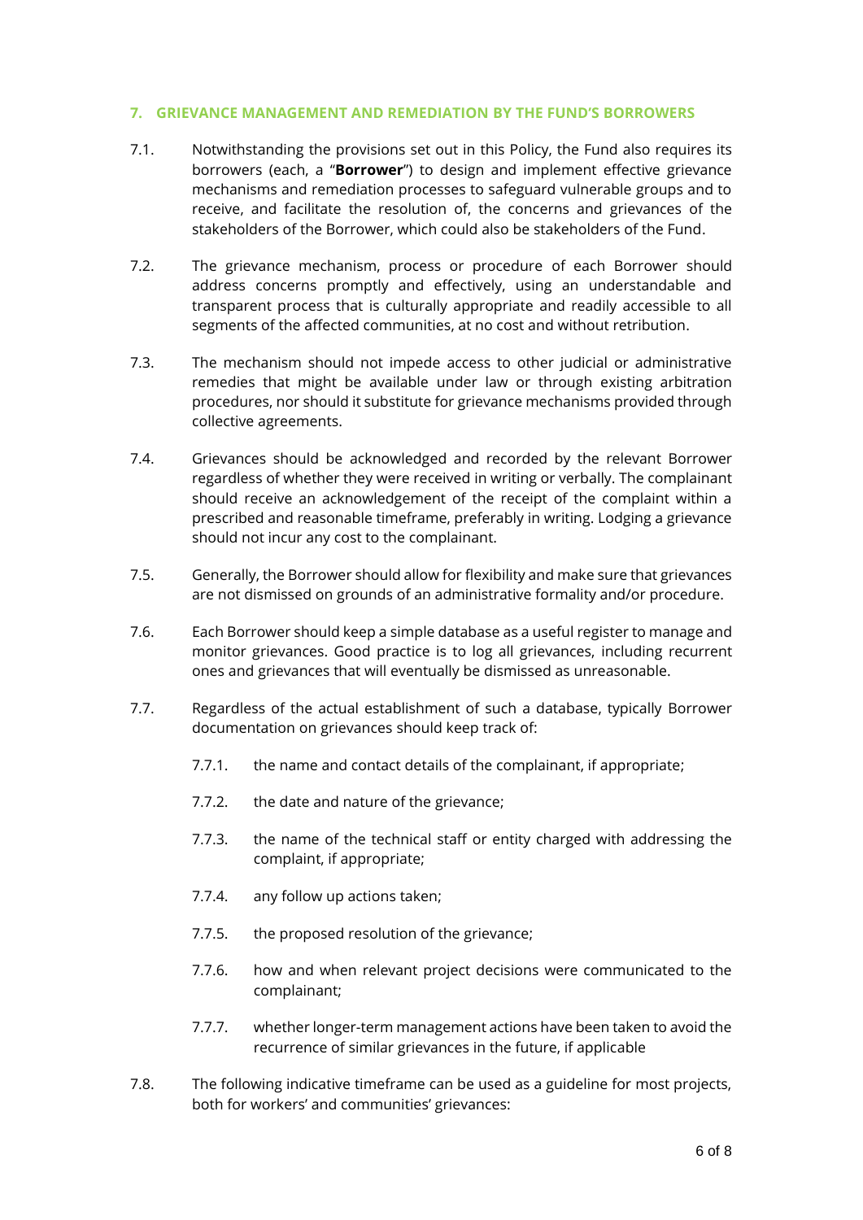## 7. GRIEVANCE MANAGEMENT AND REMEDIATION BY THE FUND'S BORROWERS

7.1. Notwithstanding the provisions set out in this Policy, the Fund also requires its borrowers (each, a "**Borrower**") to design and implement effective grievance mechanisms and remediation processes to safeguard vulnerable groups and to receive, and facilitate the resolution of, the concerns and grievances of the stakeholders of the Borrower, which could also be stakeholders of the Fund.

7.2. The grievance mechanism, process or procedure of each Borrower should address concerns promptly and effectively, using an understandable and transparent process that is culturally appropriate and readily accessible to all segments of the affected communities, at no cost and without retribution.

7.3. The mechanism should not impede access to other judicial or administrative remedies that might be available under law or through existing arbitration procedures, nor should it substitute for grievance mechanisms provided through collective agreements.

7.4. Grievances should be acknowledged and recorded by the relevant Borrower regardless of whether they were received in writing or verbally. The complainant should receive an acknowledgement of the receipt of the complaint within a prescribed and reasonable timeframe, preferably in writing. Lodging a grievance should not incur any cost to the complainant.

7.5. Generally, the Borrower should allow for flexibility and make sure that grievances are not dismissed on grounds of an administrative formality and/or procedure.

7.6. Each Borrower should keep a simple database as a useful register to manage and monitor grievances. Good practice is to log all grievances, including recurrent ones and grievances that will eventually be dismissed as unreasonable.

7.7. Regardless of the actual establishment of such a database, typically Borrower documentation on grievances should keep track of:

- 7.7.1. the name and contact details of the complainant, if appropriate;
- 7.7.2. the date and nature of the grievance;
- 7.7.3. the name of the technical staff or entity charged with addressing the complaint, if appropriate;
- 7.7.4. any follow up actions taken;
- 7.7.5. the proposed resolution of the grievance;
- 7.7.6. how and when relevant project decisions were communicated to the complainant;
- 7.7.7. whether longer-term management actions have been taken to avoid the recurrence of similar grievances in the future, if applicable

7.8. The following indicative timeframe can be used as a guideline for most projects, both for workers' and communities' grievances: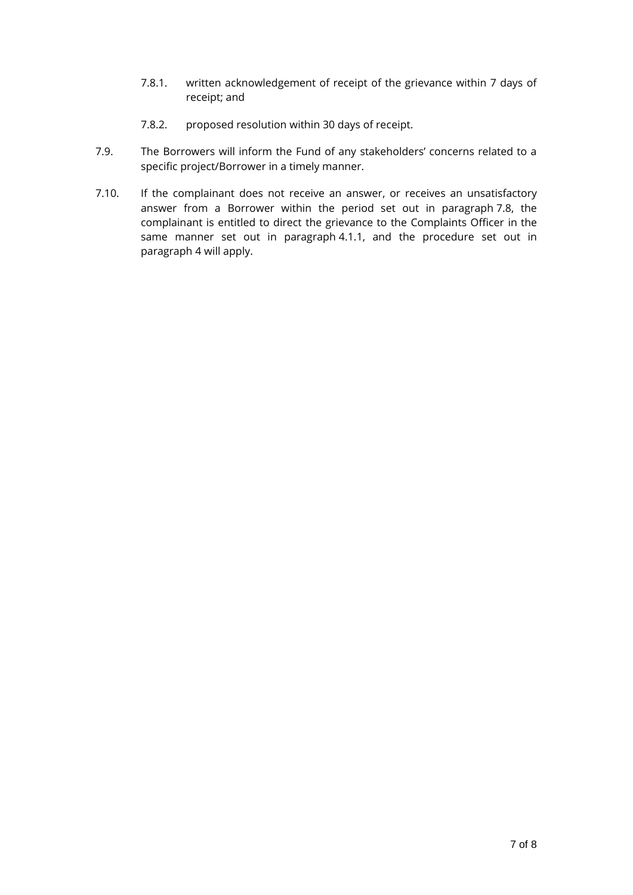7.8.1. written acknowledgement of receipt of the grievance within 7 days of receipt; and

7.8.2. proposed resolution within 30 days of receipt.

7.9. The Borrowers will inform the Fund of any stakeholders' concerns related to a specific project/Borrower in a timely manner.

7.10. If the complainant does not receive an answer, or receives an unsatisfactory answer from a Borrower within the period set out in paragraph 7.8, the complainant is entitled to direct the grievance to the Complaints Officer in the same manner set out in paragraph 4.1.1, and the procedure set out in paragraph 4 will apply.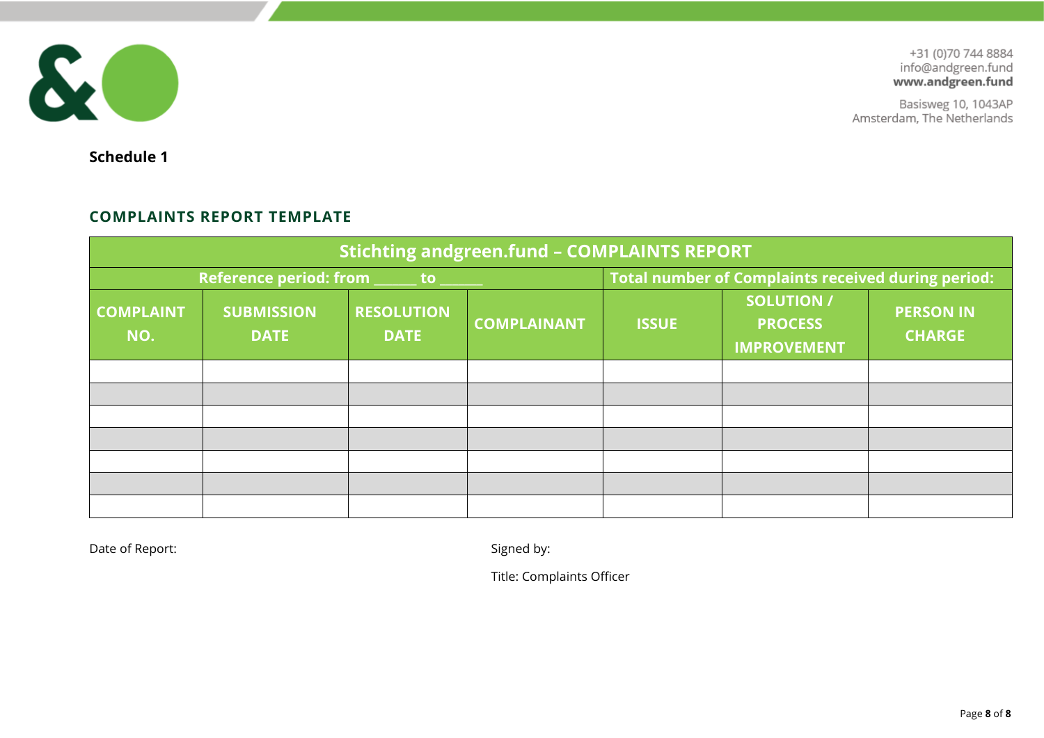+31 (0)70 744 8884
info@andgreen.fund
**www.andgreen.fund**

Basisweg 10, 1043AP
Amsterdam, The Netherlands

**Schedule 1**

## COMPLAINTS REPORT TEMPLATE

| Stichting andgreen.fund – COMPLAINTS REPORT | | | | | | |
|---|---|---|---|---|---|---|
| Reference period: from ______ to ______ | | | | Total number of Complaints received during period: | | |
| COMPLAINT NO. | SUBMISSION DATE | RESOLUTION DATE | COMPLAINANT | ISSUE | SOLUTION / PROCESS IMPROVEMENT | PERSON IN CHARGE |
| | | | | | | |
| | | | | | | |
| | | | | | | |
| | | | | | | |
| | | | | | | |
| | | | | | | |
| | | | | | | |

Date of Report:

Signed by:

Title: Complaints Officer